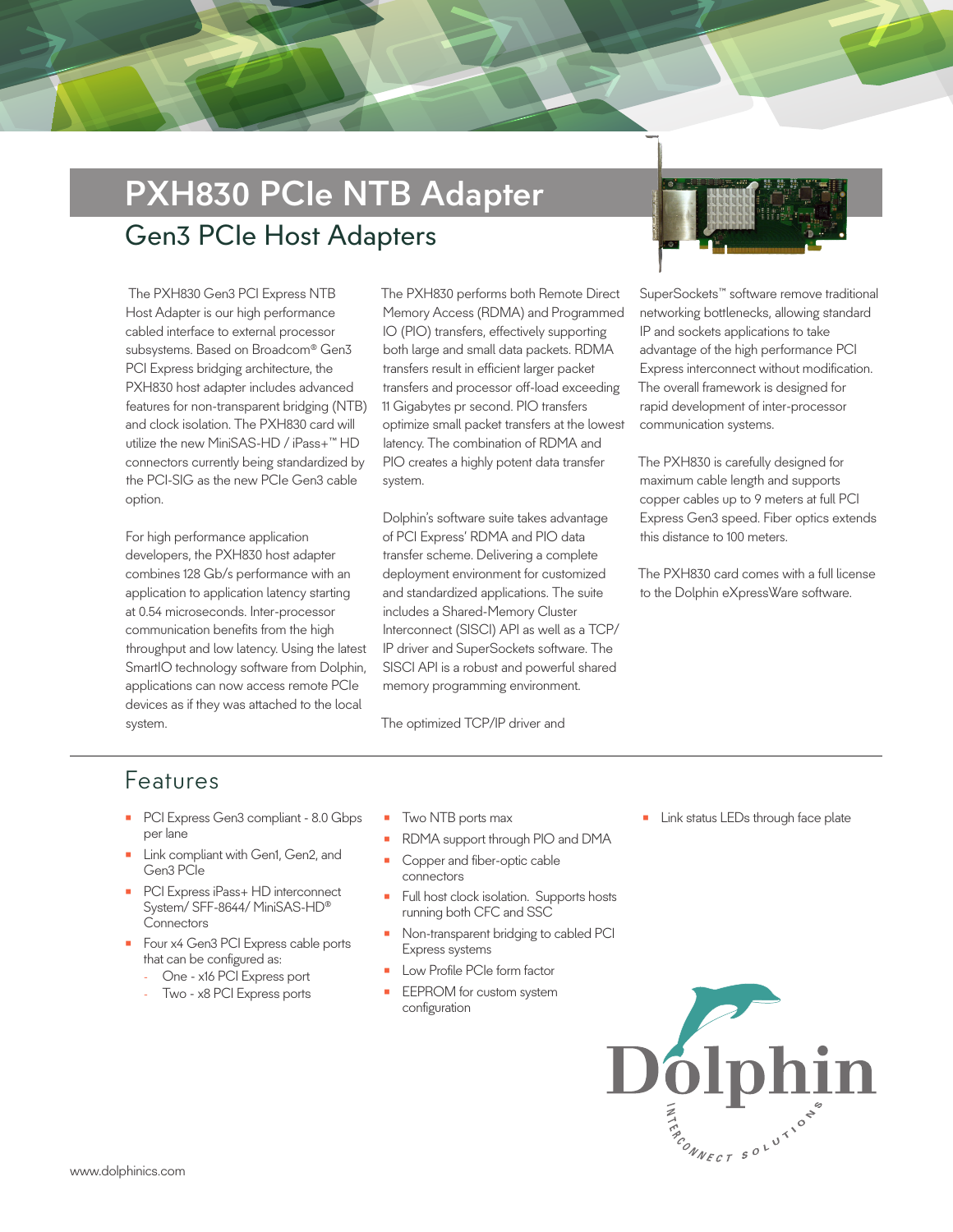# PXH830 PCIe NTB Adapter

## Gen3 PCIe Host Adapters

The PXH830 Gen3 PCI Express NTB Host Adapter is our high performance cabled interface to external processor subsystems. Based on Broadcom® Gen3 PCI Express bridging architecture, the PXH830 host adapter includes advanced features for non-transparent bridging (NTB) and clock isolation. The PXH830 card will utilize the new MiniSAS-HD / iPass+™ HD connectors currently being standardized by the PCI-SIG as the new PCIe Gen3 cable option.

For high performance application developers, the PXH830 host adapter combines 128 Gb/s performance with an application to application latency starting at 0.54 microseconds. Inter-processor communication benefits from the high throughput and low latency. Using the latest SmartIO technology software from Dolphin, applications can now access remote PCIe devices as if they was attached to the local system.

The PXH830 performs both Remote Direct Memory Access (RDMA) and Programmed IO (PIO) transfers, effectively supporting both large and small data packets. RDMA transfers result in efficient larger packet transfers and processor off-load exceeding 11 Gigabytes pr second. PIO transfers optimize small packet transfers at the lowest latency. The combination of RDMA and PIO creates a highly potent data transfer system.

Dolphin's software suite takes advantage of PCI Express' RDMA and PIO data transfer scheme. Delivering a complete deployment environment for customized and standardized applications. The suite includes a Shared-Memory Cluster Interconnect (SISCI) API as well as a TCP/IP driver and SuperSockets software. The SISCI API is a robust and powerful shared memory programming environment.

The optimized TCP/IP driver and SuperSockets™ software remove traditional networking bottlenecks, allowing standard IP and sockets applications to take advantage of the high performance PCI Express interconnect without modification. The overall framework is designed for rapid development of inter-processor communication systems.

The PXH830 is carefully designed for maximum cable length and supports copper cables up to 9 meters at full PCI Express Gen3 speed. Fiber optics extends this distance to 100 meters.

The PXH830 card comes with a full license to the Dolphin eXpressWare software.

## Features

- PCI Express Gen3 compliant - 8.0 Gbps per lane
- Link compliant with Gen1, Gen2, and Gen3 PCIe
- PCI Express iPass+ HD interconnect System/ SFF-8644/ MiniSAS-HD® Connectors
- Four x4 Gen3 PCI Express cable ports that can be configured as:
  - One - x16 PCI Express port
  - Two - x8 PCI Express ports
- Two NTB ports max
- RDMA support through PIO and DMA
- Copper and fiber-optic cable connectors
- Full host clock isolation. Supports hosts running both CFC and SSC
- Non-transparent bridging to cabled PCI Express systems
- Low Profile PCIe form factor
- EEPROM for custom system configuration
- Link status LEDs through face plate

www.dolphinics.com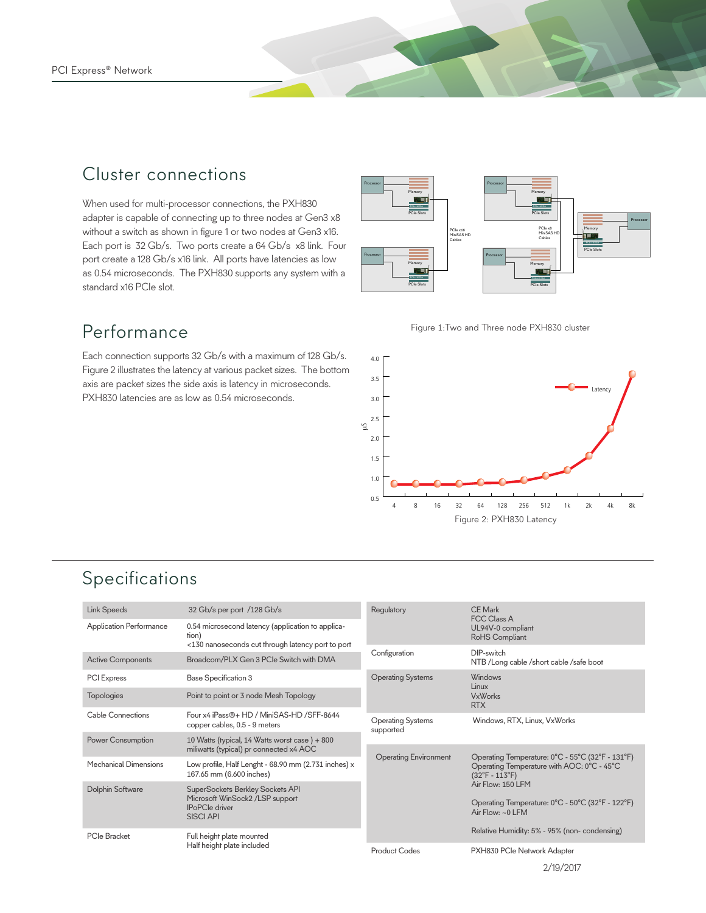## Cluster connections

When used for multi-processor connections, the PXH830 adapter is capable of connecting up to three nodes at Gen3 x8 without a switch as shown in figure 1 or two nodes at Gen3 x16. Each port is 32 Gb/s. Two ports create a 64 Gb/s x8 link. Four port create a 128 Gb/s x16 link. All ports have latencies as low as 0.54 microseconds. The PXH830 supports any system with a standard x16 PCIe slot.

Processor
Memory
PCIe Slots
PCIe x16
MiniSAS HD
Cables
PCIe x8
MiniSAS HD
Cables

Figure 1:Two and Three node PXH830 cluster

## Performance

Each connection supports 32 Gb/s with a maximum of 128 Gb/s. Figure 2 illustrates the latency at various packet sizes. The bottom axis are packet sizes the side axis is latency in microseconds. PXH830 latencies are as low as 0.54 microseconds.

µS
4.0
3.5
3.0
2.5
2.0
1.5
1.0
0.5
Latency
4 8 16 32 64 128 256 512 1k 2k 4k 8k

Figure 2: PXH830 Latency

## Specifications

| | |
|---|---|
| Link Speeds | 32 Gb/s per port /128 Gb/s |
| Application Performance | 0.54 microsecond latency (application to application)<br><130 nanoseconds cut through latency port to port |
| Active Components | Broadcom/PLX Gen 3 PCIe Switch with DMA |
| PCI Express | Base Specification 3 |
| Topologies | Point to point or 3 node Mesh Topology |
| Cable Connections | Four x4 iPass®+ HD / MiniSAS-HD /SFF-8644 copper cables, 0.5 - 9 meters |
| Power Consumption | 10 Watts (typical, 14 Watts worst case ) + 800 miliwatts (typical) pr connected x4 AOC |
| Mechanical Dimensions | Low profile, Half Lenght - 68.90 mm (2.731 inches) x 167.65 mm (6.600 inches) |
| Dolphin Software | SuperSockets Berkley Sockets API<br>Microsoft WinSock2 /LSP support<br>IPoPCIe driver<br>SISCI API |
| PCIe Bracket | Full height plate mounted<br>Half height plate included |

| | |
|---|---|
| Regulatory | CE Mark<br>FCC Class A<br>UL94V-0 compliant<br>RoHS Compliant |
| Configuration | DIP-switch<br>NTB /Long cable /short cable /safe boot |
| Operating Systems | Windows<br>Linux<br>VxWorks<br>RTX |
| Operating Systems supported | Windows, RTX, Linux, VxWorks |
| Operating Environment | Operating Temperature: 0°C - 55°C (32°F - 131°F)<br>Operating Temperature with AOC: 0°C - 45°C (32°F - 113°F)<br>Air Flow: 150 LFM<br><br>Operating Temperature: 0°C - 50°C (32°F - 122°F)<br>Air Flow: ~0 LFM<br><br>Relative Humidity: 5% - 95% (non- condensing) |
| Product Codes | PXH830 PCIe Network Adapter |

2/19/2017